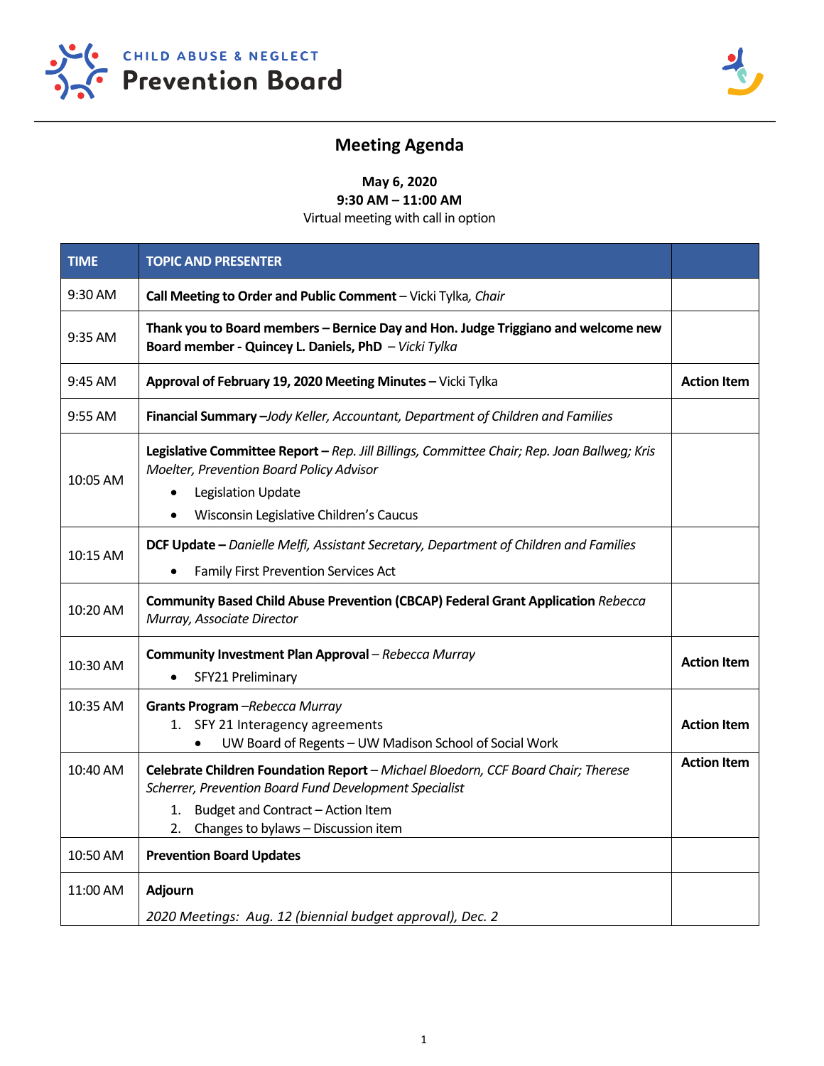**CHILD ABUSE & NEGLECT**
**Prevention Board**

# Meeting Agenda

**May 6, 2020**
**9:30 AM – 11:00 AM**
Virtual meeting with call in option

| TIME | TOPIC AND PRESENTER | |
|---|---|---|
| 9:30 AM | **Call Meeting to Order and Public Comment** – Vicki Tylka, *Chair* | |
| 9:35 AM | **Thank you to Board members – Bernice Day and Hon. Judge Triggiano and welcome new Board member - Quincey L. Daniels, PhD** – *Vicki Tylka* | |
| 9:45 AM | **Approval of February 19, 2020 Meeting Minutes –** Vicki Tylka | **Action Item** |
| 9:55 AM | **Financial Summary –***Jody Keller, Accountant, Department of Children and Families* | |
| 10:05 AM | **Legislative Committee Report –** *Rep. Jill Billings, Committee Chair; Rep. Joan Ballweg; Kris Moelter, Prevention Board Policy Advisor*<br>• Legislation Update<br>• Wisconsin Legislative Children's Caucus | |
| 10:15 AM | **DCF Update –** *Danielle Melfi, Assistant Secretary, Department of Children and Families*<br>• Family First Prevention Services Act | |
| 10:20 AM | **Community Based Child Abuse Prevention (CBCAP) Federal Grant Application** *Rebecca Murray, Associate Director* | |
| 10:30 AM | **Community Investment Plan Approval** – *Rebecca Murray*<br>• SFY21 Preliminary | **Action Item** |
| 10:35 AM | **Grants Program** –*Rebecca Murray*<br>1. SFY 21 Interagency agreements<br>• UW Board of Regents – UW Madison School of Social Work | **Action Item** |
| 10:40 AM | **Celebrate Children Foundation Report** – *Michael Bloedorn, CCF Board Chair; Therese Scherrer, Prevention Board Fund Development Specialist*<br>1. Budget and Contract – Action Item<br>2. Changes to bylaws – Discussion item | **Action Item** |
| 10:50 AM | **Prevention Board Updates** | |
| 11:00 AM | **Adjourn**<br>*2020 Meetings: Aug. 12 (biennial budget approval), Dec. 2* | |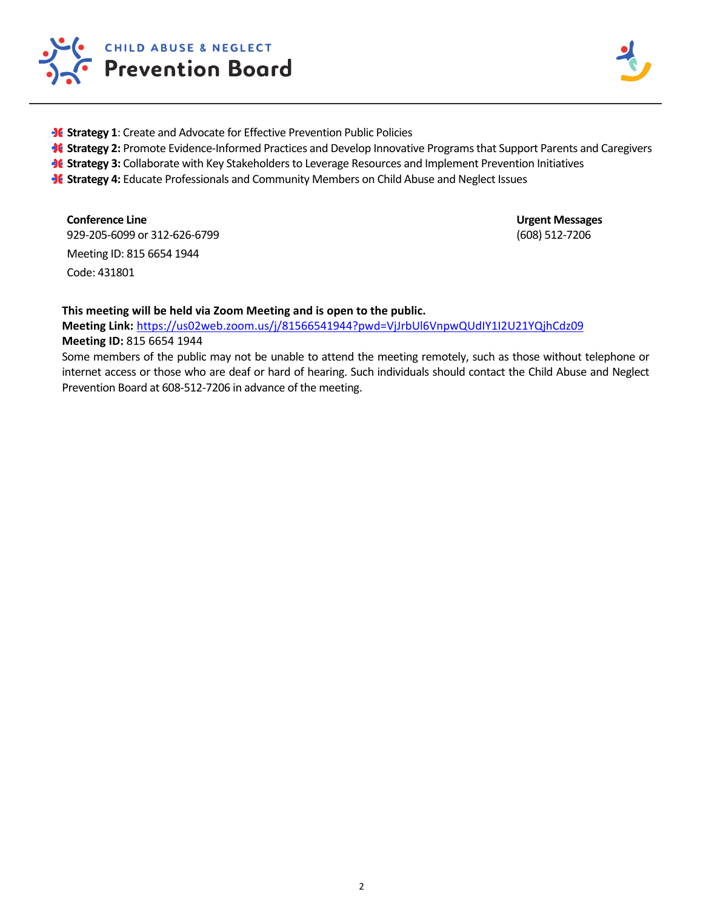- **Strategy 1**: Create and Advocate for Effective Prevention Public Policies
- **Strategy 2:** Promote Evidence-Informed Practices and Develop Innovative Programs that Support Parents and Caregivers
- **Strategy 3:** Collaborate with Key Stakeholders to Leverage Resources and Implement Prevention Initiatives
- **Strategy 4:** Educate Professionals and Community Members on Child Abuse and Neglect Issues

**Conference Line**
929-205-6099 or 312-626-6799
Meeting ID: 815 6654 1944
Code: 431801

**Urgent Messages**
(608) 512-7206

**This meeting will be held via Zoom Meeting and is open to the public.**
**Meeting Link:** https://us02web.zoom.us/j/81566541944?pwd=VjJrbUl6VnpwQUdIY1I2U21YQjhCdz09
**Meeting ID:** 815 6654 1944
Some members of the public may not be unable to attend the meeting remotely, such as those without telephone or internet access or those who are deaf or hard of hearing. Such individuals should contact the Child Abuse and Neglect Prevention Board at 608-512-7206 in advance of the meeting.